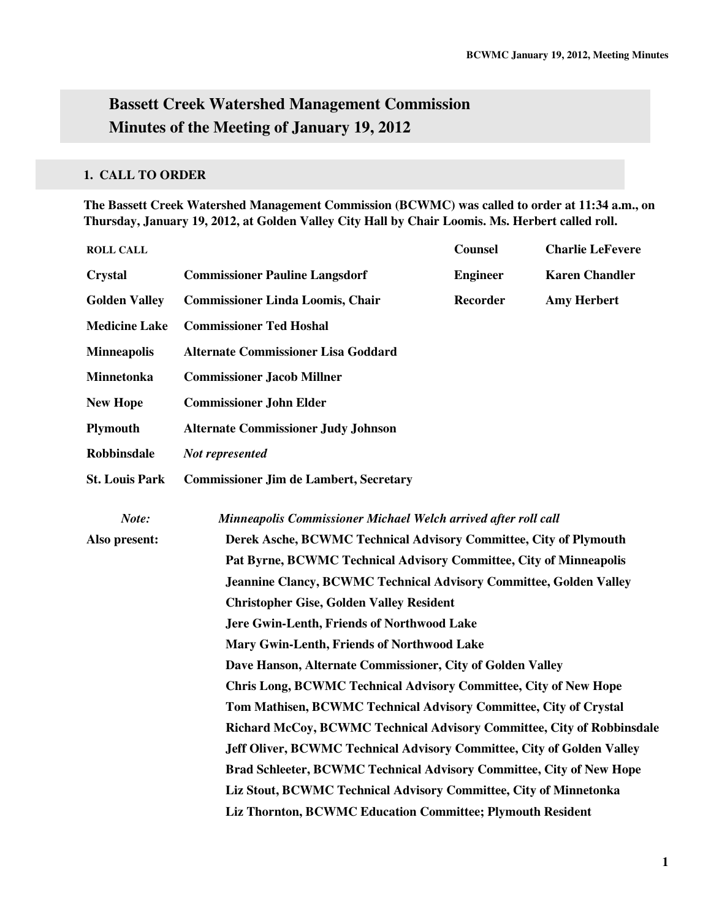# Bassett Creek Watershed Management Commission
# Minutes of the Meeting of January 19, 2012

## 1. CALL TO ORDER

**The Bassett Creek Watershed Management Commission (BCWMC) was called to order at 11:34 a.m., on Thursday, January 19, 2012, at Golden Valley City Hall by Chair Loomis. Ms. Herbert called roll.**

| ROLL CALL | | | |
|---|---|---|---|
| **Crystal** | **Commissioner Pauline Langsdorf** | **Counsel** | **Charlie LeFevere** |
| **Golden Valley** | **Commissioner Linda Loomis, Chair** | **Engineer** | **Karen Chandler** |
| **Medicine Lake** | **Commissioner Ted Hoshal** | **Recorder** | **Amy Herbert** |
| **Minneapolis** | **Alternate Commissioner Lisa Goddard** | | |
| **Minnetonka** | **Commissioner Jacob Millner** | | |
| **New Hope** | **Commissioner John Elder** | | |
| **Plymouth** | **Alternate Commissioner Judy Johnson** | | |
| **Robbinsdale** | *Not represented* | | |
| **St. Louis Park** | **Commissioner Jim de Lambert, Secretary** | | |

*Note:* *Minneapolis Commissioner Michael Welch arrived after roll call*

**Also present:**
**Derek Asche, BCWMC Technical Advisory Committee, City of Plymouth**
**Pat Byrne, BCWMC Technical Advisory Committee, City of Minneapolis**
**Jeannine Clancy, BCWMC Technical Advisory Committee, Golden Valley**
**Christopher Gise, Golden Valley Resident**
**Jere Gwin-Lenth, Friends of Northwood Lake**
**Mary Gwin-Lenth, Friends of Northwood Lake**
**Dave Hanson, Alternate Commissioner, City of Golden Valley**
**Chris Long, BCWMC Technical Advisory Committee, City of New Hope**
**Tom Mathisen, BCWMC Technical Advisory Committee, City of Crystal**
**Richard McCoy, BCWMC Technical Advisory Committee, City of Robbinsdale**
**Jeff Oliver, BCWMC Technical Advisory Committee, City of Golden Valley**
**Brad Schleeter, BCWMC Technical Advisory Committee, City of New Hope**
**Liz Stout, BCWMC Technical Advisory Committee, City of Minnetonka**
**Liz Thornton, BCWMC Education Committee; Plymouth Resident**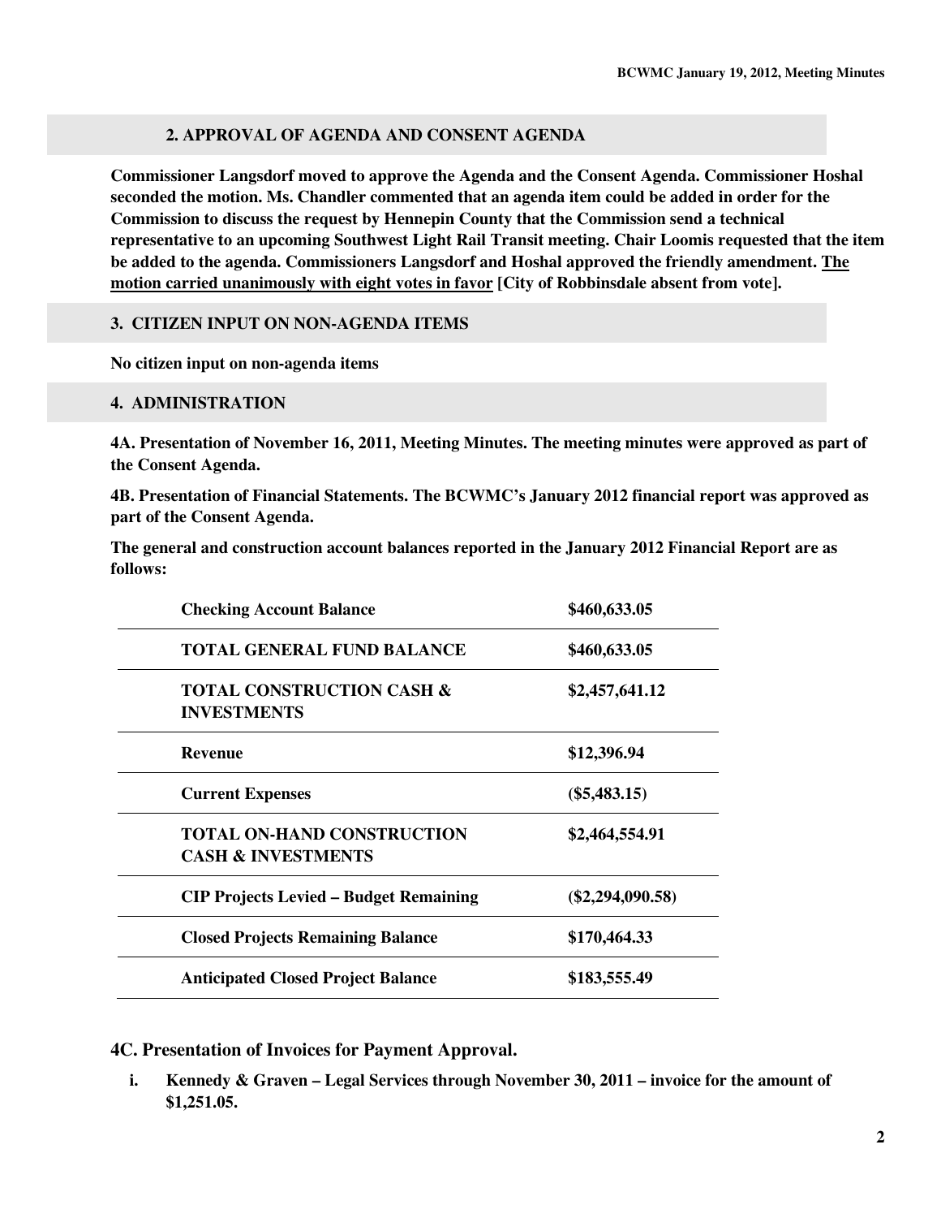## 2. APPROVAL OF AGENDA AND CONSENT AGENDA

**Commissioner Langsdorf moved to approve the Agenda and the Consent Agenda. Commissioner Hoshal seconded the motion. Ms. Chandler commented that an agenda item could be added in order for the Commission to discuss the request by Hennepin County that the Commission send a technical representative to an upcoming Southwest Light Rail Transit meeting. Chair Loomis requested that the item be added to the agenda. Commissioners Langsdorf and Hoshal approved the friendly amendment. <u>The motion carried unanimously with eight votes in favor</u> [City of Robbinsdale absent from vote].**

## 3. CITIZEN INPUT ON NON-AGENDA ITEMS

**No citizen input on non-agenda items**

## 4. ADMINISTRATION

**4A. Presentation of November 16, 2011, Meeting Minutes. The meeting minutes were approved as part of the Consent Agenda.**

**4B. Presentation of Financial Statements. The BCWMC's January 2012 financial report was approved as part of the Consent Agenda.**

**The general and construction account balances reported in the January 2012 Financial Report are as follows:**

| | |
|---|---|
| **Checking Account Balance** | **$460,633.05** |
| **TOTAL GENERAL FUND BALANCE** | **$460,633.05** |
| **TOTAL CONSTRUCTION CASH & INVESTMENTS** | **$2,457,641.12** |
| **Revenue** | **$12,396.94** |
| **Current Expenses** | **($5,483.15)** |
| **TOTAL ON-HAND CONSTRUCTION CASH & INVESTMENTS** | **$2,464,554.91** |
| **CIP Projects Levied – Budget Remaining** | **($2,294,090.58)** |
| **Closed Projects Remaining Balance** | **$170,464.33** |
| **Anticipated Closed Project Balance** | **$183,555.49** |

### 4C. Presentation of Invoices for Payment Approval.

i. **Kennedy & Graven – Legal Services through November 30, 2011 – invoice for the amount of $1,251.05.**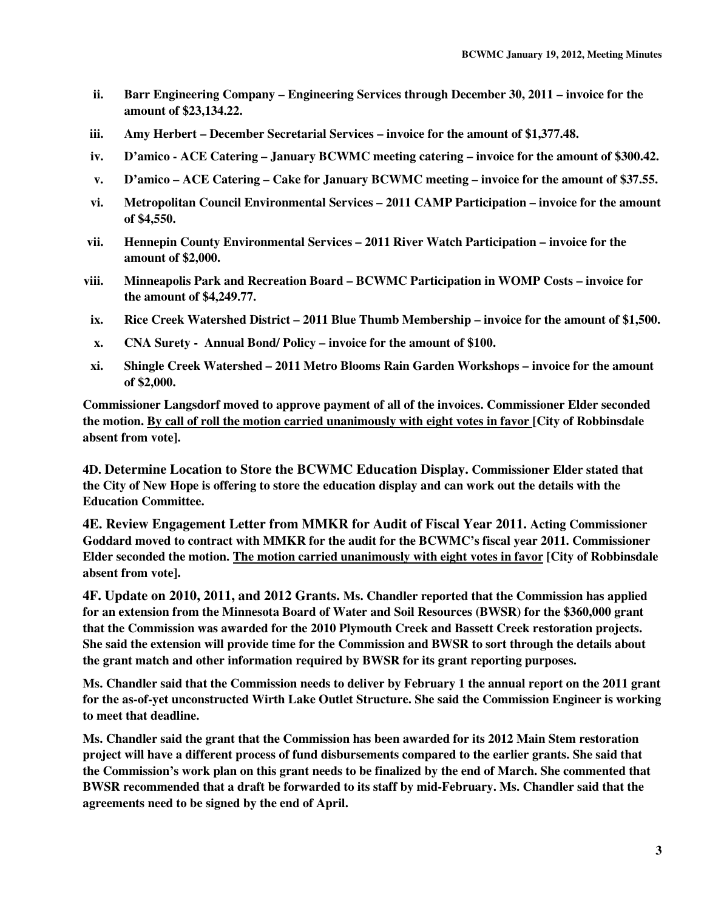ii. **Barr Engineering Company – Engineering Services through December 30, 2011 – invoice for the amount of $23,134.22.**

iii. **Amy Herbert – December Secretarial Services – invoice for the amount of $1,377.48.**

iv. **D'amico - ACE Catering – January BCWMC meeting catering – invoice for the amount of $300.42.**

v. **D'amico – ACE Catering – Cake for January BCWMC meeting – invoice for the amount of $37.55.**

vi. **Metropolitan Council Environmental Services – 2011 CAMP Participation – invoice for the amount of $4,550.**

vii. **Hennepin County Environmental Services – 2011 River Watch Participation – invoice for the amount of $2,000.**

viii. **Minneapolis Park and Recreation Board – BCWMC Participation in WOMP Costs – invoice for the amount of $4,249.77.**

ix. **Rice Creek Watershed District – 2011 Blue Thumb Membership – invoice for the amount of $1,500.**

x. **CNA Surety - Annual Bond/ Policy – invoice for the amount of $100.**

xi. **Shingle Creek Watershed – 2011 Metro Blooms Rain Garden Workshops – invoice for the amount of $2,000.**

**Commissioner Langsdorf moved to approve payment of all of the invoices. Commissioner Elder seconded the motion. By call of roll the motion carried unanimously with eight votes in favor [City of Robbinsdale absent from vote].**

**4D. Determine Location to Store the BCWMC Education Display.** **Commissioner Elder stated that the City of New Hope is offering to store the education display and can work out the details with the Education Committee.**

**4E. Review Engagement Letter from MMKR for Audit of Fiscal Year 2011.** **Acting Commissioner Goddard moved to contract with MMKR for the audit for the BCWMC's fiscal year 2011. Commissioner Elder seconded the motion. The motion carried unanimously with eight votes in favor [City of Robbinsdale absent from vote].**

**4F. Update on 2010, 2011, and 2012 Grants.** **Ms. Chandler reported that the Commission has applied for an extension from the Minnesota Board of Water and Soil Resources (BWSR) for the $360,000 grant that the Commission was awarded for the 2010 Plymouth Creek and Bassett Creek restoration projects. She said the extension will provide time for the Commission and BWSR to sort through the details about the grant match and other information required by BWSR for its grant reporting purposes.**

**Ms. Chandler said that the Commission needs to deliver by February 1 the annual report on the 2011 grant for the as-of-yet unconstructed Wirth Lake Outlet Structure. She said the Commission Engineer is working to meet that deadline.**

**Ms. Chandler said the grant that the Commission has been awarded for its 2012 Main Stem restoration project will have a different process of fund disbursements compared to the earlier grants. She said that the Commission's work plan on this grant needs to be finalized by the end of March. She commented that BWSR recommended that a draft be forwarded to its staff by mid-February. Ms. Chandler said that the agreements need to be signed by the end of April.**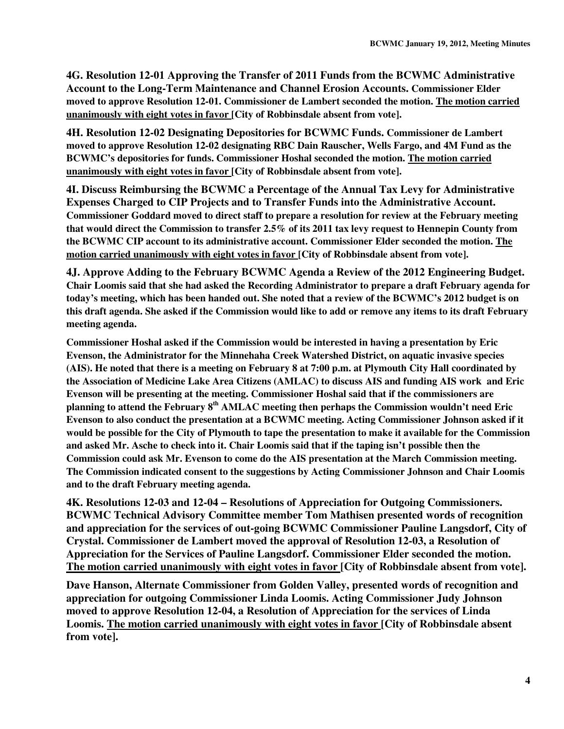**4G. Resolution 12-01 Approving the Transfer of 2011 Funds from the BCWMC Administrative Account to the Long-Term Maintenance and Channel Erosion Accounts. Commissioner Elder moved to approve Resolution 12-01. Commissioner de Lambert seconded the motion. The motion carried unanimously with eight votes in favor [City of Robbinsdale absent from vote].**

**4H. Resolution 12-02 Designating Depositories for BCWMC Funds. Commissioner de Lambert moved to approve Resolution 12-02 designating RBC Dain Rauscher, Wells Fargo, and 4M Fund as the BCWMC's depositories for funds. Commissioner Hoshal seconded the motion. The motion carried unanimously with eight votes in favor [City of Robbinsdale absent from vote].**

**4I. Discuss Reimbursing the BCWMC a Percentage of the Annual Tax Levy for Administrative Expenses Charged to CIP Projects and to Transfer Funds into the Administrative Account. Commissioner Goddard moved to direct staff to prepare a resolution for review at the February meeting that would direct the Commission to transfer 2.5% of its 2011 tax levy request to Hennepin County from the BCWMC CIP account to its administrative account. Commissioner Elder seconded the motion. The motion carried unanimously with eight votes in favor [City of Robbinsdale absent from vote].**

**4J. Approve Adding to the February BCWMC Agenda a Review of the 2012 Engineering Budget. Chair Loomis said that she had asked the Recording Administrator to prepare a draft February agenda for today's meeting, which has been handed out. She noted that a review of the BCWMC's 2012 budget is on this draft agenda. She asked if the Commission would like to add or remove any items to its draft February meeting agenda.**

**Commissioner Hoshal asked if the Commission would be interested in having a presentation by Eric Evenson, the Administrator for the Minnehaha Creek Watershed District, on aquatic invasive species (AIS). He noted that there is a meeting on February 8 at 7:00 p.m. at Plymouth City Hall coordinated by the Association of Medicine Lake Area Citizens (AMLAC) to discuss AIS and funding AIS work and Eric Evenson will be presenting at the meeting. Commissioner Hoshal said that if the commissioners are planning to attend the February 8th AMLAC meeting then perhaps the Commission wouldn't need Eric Evenson to also conduct the presentation at a BCWMC meeting. Acting Commissioner Johnson asked if it would be possible for the City of Plymouth to tape the presentation to make it available for the Commission and asked Mr. Asche to check into it. Chair Loomis said that if the taping isn't possible then the Commission could ask Mr. Evenson to come do the AIS presentation at the March Commission meeting. The Commission indicated consent to the suggestions by Acting Commissioner Johnson and Chair Loomis and to the draft February meeting agenda.**

**4K. Resolutions 12-03 and 12-04 – Resolutions of Appreciation for Outgoing Commissioners. BCWMC Technical Advisory Committee member Tom Mathisen presented words of recognition and appreciation for the services of out-going BCWMC Commissioner Pauline Langsdorf, City of Crystal. Commissioner de Lambert moved the approval of Resolution 12-03, a Resolution of Appreciation for the Services of Pauline Langsdorf. Commissioner Elder seconded the motion. The motion carried unanimously with eight votes in favor [City of Robbinsdale absent from vote].**

**Dave Hanson, Alternate Commissioner from Golden Valley, presented words of recognition and appreciation for outgoing Commissioner Linda Loomis. Acting Commissioner Judy Johnson moved to approve Resolution 12-04, a Resolution of Appreciation for the services of Linda Loomis. The motion carried unanimously with eight votes in favor [City of Robbinsdale absent from vote].**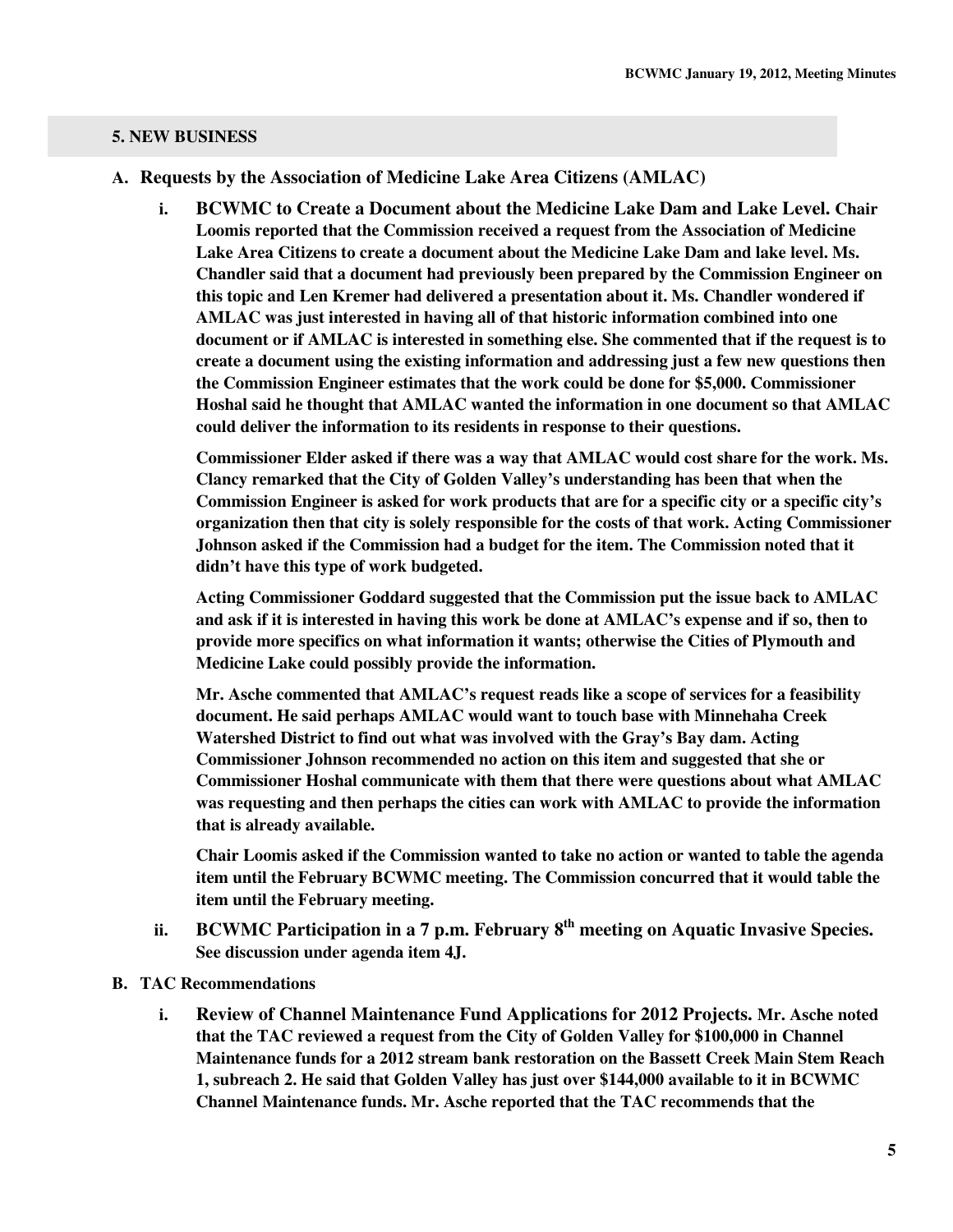## 5. NEW BUSINESS

**A. Requests by the Association of Medicine Lake Area Citizens (AMLAC)**

**i. BCWMC to Create a Document about the Medicine Lake Dam and Lake Level. Chair Loomis reported that the Commission received a request from the Association of Medicine Lake Area Citizens to create a document about the Medicine Lake Dam and lake level. Ms. Chandler said that a document had previously been prepared by the Commission Engineer on this topic and Len Kremer had delivered a presentation about it. Ms. Chandler wondered if AMLAC was just interested in having all of that historic information combined into one document or if AMLAC is interested in something else. She commented that if the request is to create a document using the existing information and addressing just a few new questions then the Commission Engineer estimates that the work could be done for $5,000. Commissioner Hoshal said he thought that AMLAC wanted the information in one document so that AMLAC could deliver the information to its residents in response to their questions.**

**Commissioner Elder asked if there was a way that AMLAC would cost share for the work. Ms. Clancy remarked that the City of Golden Valley's understanding has been that when the Commission Engineer is asked for work products that are for a specific city or a specific city's organization then that city is solely responsible for the costs of that work. Acting Commissioner Johnson asked if the Commission had a budget for the item. The Commission noted that it didn't have this type of work budgeted.**

**Acting Commissioner Goddard suggested that the Commission put the issue back to AMLAC and ask if it is interested in having this work be done at AMLAC's expense and if so, then to provide more specifics on what information it wants; otherwise the Cities of Plymouth and Medicine Lake could possibly provide the information.**

**Mr. Asche commented that AMLAC's request reads like a scope of services for a feasibility document. He said perhaps AMLAC would want to touch base with Minnehaha Creek Watershed District to find out what was involved with the Gray's Bay dam. Acting Commissioner Johnson recommended no action on this item and suggested that she or Commissioner Hoshal communicate with them that there were questions about what AMLAC was requesting and then perhaps the cities can work with AMLAC to provide the information that is already available.**

**Chair Loomis asked if the Commission wanted to take no action or wanted to table the agenda item until the February BCWMC meeting. The Commission concurred that it would table the item until the February meeting.**

**ii. BCWMC Participation in a 7 p.m. February 8th meeting on Aquatic Invasive Species. See discussion under agenda item 4J.**

**B. TAC Recommendations**

**i. Review of Channel Maintenance Fund Applications for 2012 Projects. Mr. Asche noted that the TAC reviewed a request from the City of Golden Valley for $100,000 in Channel Maintenance funds for a 2012 stream bank restoration on the Bassett Creek Main Stem Reach 1, subreach 2. He said that Golden Valley has just over $144,000 available to it in BCWMC Channel Maintenance funds. Mr. Asche reported that the TAC recommends that the**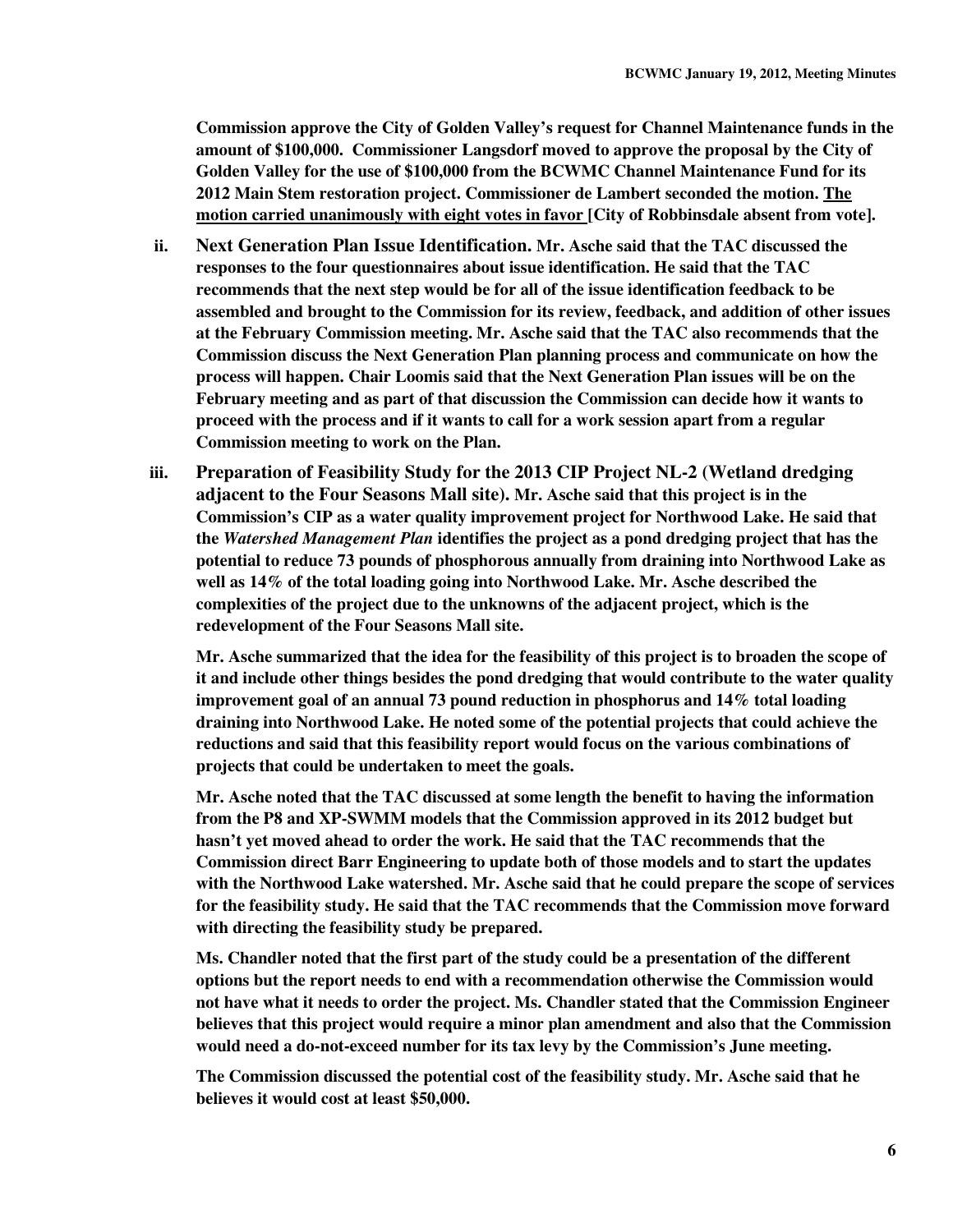**Commission approve the City of Golden Valley's request for Channel Maintenance funds in the amount of $100,000. Commissioner Langsdorf moved to approve the proposal by the City of Golden Valley for the use of $100,000 from the BCWMC Channel Maintenance Fund for its 2012 Main Stem restoration project. Commissioner de Lambert seconded the motion. <u>The motion carried unanimously with eight votes in favor</u> [City of Robbinsdale absent from vote].**

ii. **Next Generation Plan Issue Identification. Mr. Asche said that the TAC discussed the responses to the four questionnaires about issue identification. He said that the TAC recommends that the next step would be for all of the issue identification feedback to be assembled and brought to the Commission for its review, feedback, and addition of other issues at the February Commission meeting. Mr. Asche said that the TAC also recommends that the Commission discuss the Next Generation Plan planning process and communicate on how the process will happen. Chair Loomis said that the Next Generation Plan issues will be on the February meeting and as part of that discussion the Commission can decide how it wants to proceed with the process and if it wants to call for a work session apart from a regular Commission meeting to work on the Plan.**

iii. **Preparation of Feasibility Study for the 2013 CIP Project NL-2 (Wetland dredging adjacent to the Four Seasons Mall site). Mr. Asche said that this project is in the Commission's CIP as a water quality improvement project for Northwood Lake. He said that the *Watershed Management Plan* identifies the project as a pond dredging project that has the potential to reduce 73 pounds of phosphorous annually from draining into Northwood Lake as well as 14% of the total loading going into Northwood Lake. Mr. Asche described the complexities of the project due to the unknowns of the adjacent project, which is the redevelopment of the Four Seasons Mall site.**

**Mr. Asche summarized that the idea for the feasibility of this project is to broaden the scope of it and include other things besides the pond dredging that would contribute to the water quality improvement goal of an annual 73 pound reduction in phosphorus and 14% total loading draining into Northwood Lake. He noted some of the potential projects that could achieve the reductions and said that this feasibility report would focus on the various combinations of projects that could be undertaken to meet the goals.**

**Mr. Asche noted that the TAC discussed at some length the benefit to having the information from the P8 and XP-SWMM models that the Commission approved in its 2012 budget but hasn't yet moved ahead to order the work. He said that the TAC recommends that the Commission direct Barr Engineering to update both of those models and to start the updates with the Northwood Lake watershed. Mr. Asche said that he could prepare the scope of services for the feasibility study. He said that the TAC recommends that the Commission move forward with directing the feasibility study be prepared.**

**Ms. Chandler noted that the first part of the study could be a presentation of the different options but the report needs to end with a recommendation otherwise the Commission would not have what it needs to order the project. Ms. Chandler stated that the Commission Engineer believes that this project would require a minor plan amendment and also that the Commission would need a do-not-exceed number for its tax levy by the Commission's June meeting.**

**The Commission discussed the potential cost of the feasibility study. Mr. Asche said that he believes it would cost at least $50,000.**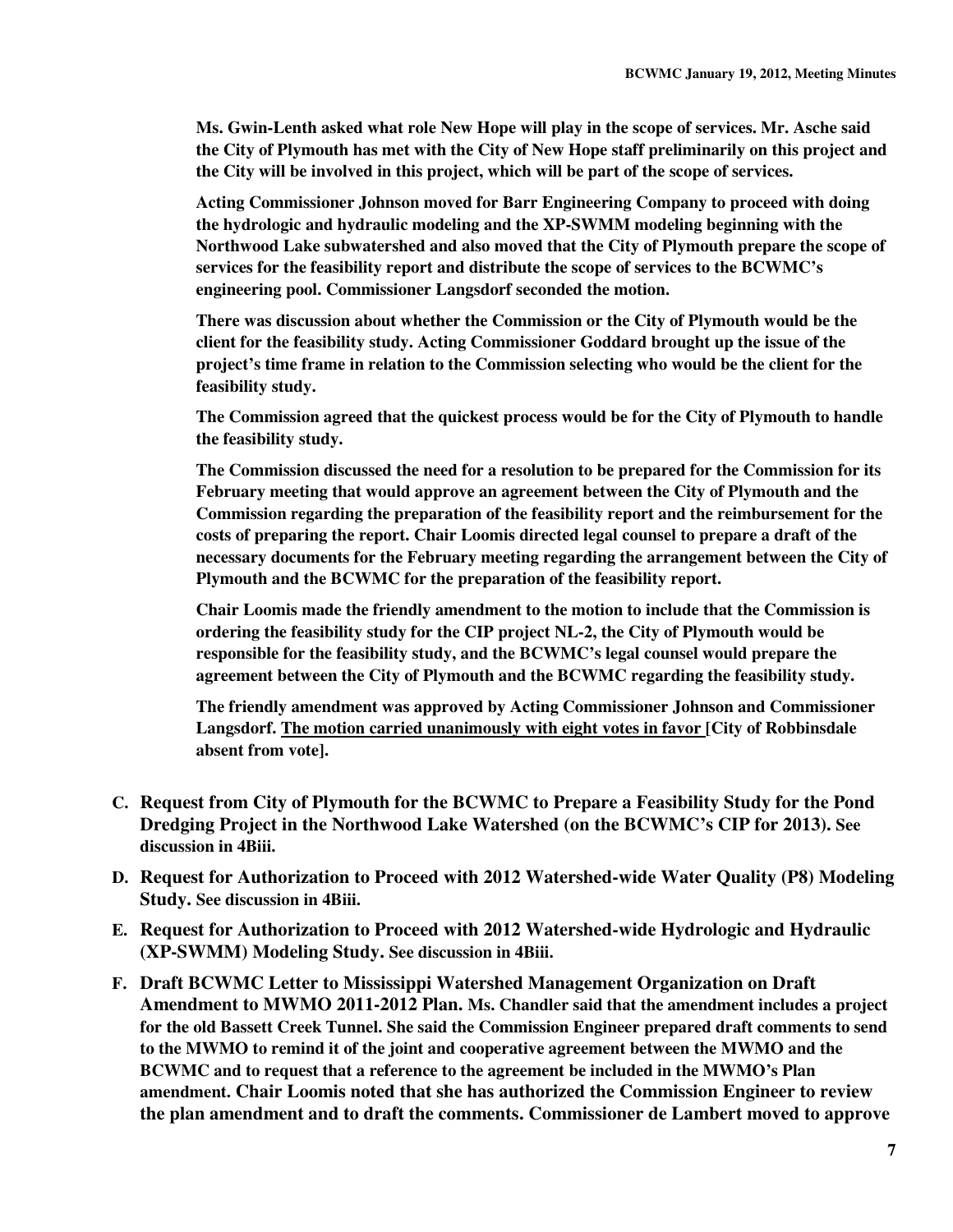**Ms. Gwin-Lenth asked what role New Hope will play in the scope of services. Mr. Asche said the City of Plymouth has met with the City of New Hope staff preliminarily on this project and the City will be involved in this project, which will be part of the scope of services.**

**Acting Commissioner Johnson moved for Barr Engineering Company to proceed with doing the hydrologic and hydraulic modeling and the XP-SWMM modeling beginning with the Northwood Lake subwatershed and also moved that the City of Plymouth prepare the scope of services for the feasibility report and distribute the scope of services to the BCWMC's engineering pool. Commissioner Langsdorf seconded the motion.**

**There was discussion about whether the Commission or the City of Plymouth would be the client for the feasibility study. Acting Commissioner Goddard brought up the issue of the project's time frame in relation to the Commission selecting who would be the client for the feasibility study.**

**The Commission agreed that the quickest process would be for the City of Plymouth to handle the feasibility study.**

**The Commission discussed the need for a resolution to be prepared for the Commission for its February meeting that would approve an agreement between the City of Plymouth and the Commission regarding the preparation of the feasibility report and the reimbursement for the costs of preparing the report. Chair Loomis directed legal counsel to prepare a draft of the necessary documents for the February meeting regarding the arrangement between the City of Plymouth and the BCWMC for the preparation of the feasibility report.**

**Chair Loomis made the friendly amendment to the motion to include that the Commission is ordering the feasibility study for the CIP project NL-2, the City of Plymouth would be responsible for the feasibility study, and the BCWMC's legal counsel would prepare the agreement between the City of Plymouth and the BCWMC regarding the feasibility study.**

**The friendly amendment was approved by Acting Commissioner Johnson and Commissioner Langsdorf. <u>The motion carried unanimously with eight votes in favor</u> [City of Robbinsdale absent from vote].**

- **C. Request from City of Plymouth for the BCWMC to Prepare a Feasibility Study for the Pond Dredging Project in the Northwood Lake Watershed (on the BCWMC's CIP for 2013). See discussion in 4Biii.**
- **D. Request for Authorization to Proceed with 2012 Watershed-wide Water Quality (P8) Modeling Study. See discussion in 4Biii.**
- **E. Request for Authorization to Proceed with 2012 Watershed-wide Hydrologic and Hydraulic (XP-SWMM) Modeling Study. See discussion in 4Biii.**
- **F. Draft BCWMC Letter to Mississippi Watershed Management Organization on Draft Amendment to MWMO 2011-2012 Plan. Ms. Chandler said that the amendment includes a project for the old Bassett Creek Tunnel. She said the Commission Engineer prepared draft comments to send to the MWMO to remind it of the joint and cooperative agreement between the MWMO and the BCWMC and to request that a reference to the agreement be included in the MWMO's Plan amendment. Chair Loomis noted that she has authorized the Commission Engineer to review the plan amendment and to draft the comments. Commissioner de Lambert moved to approve**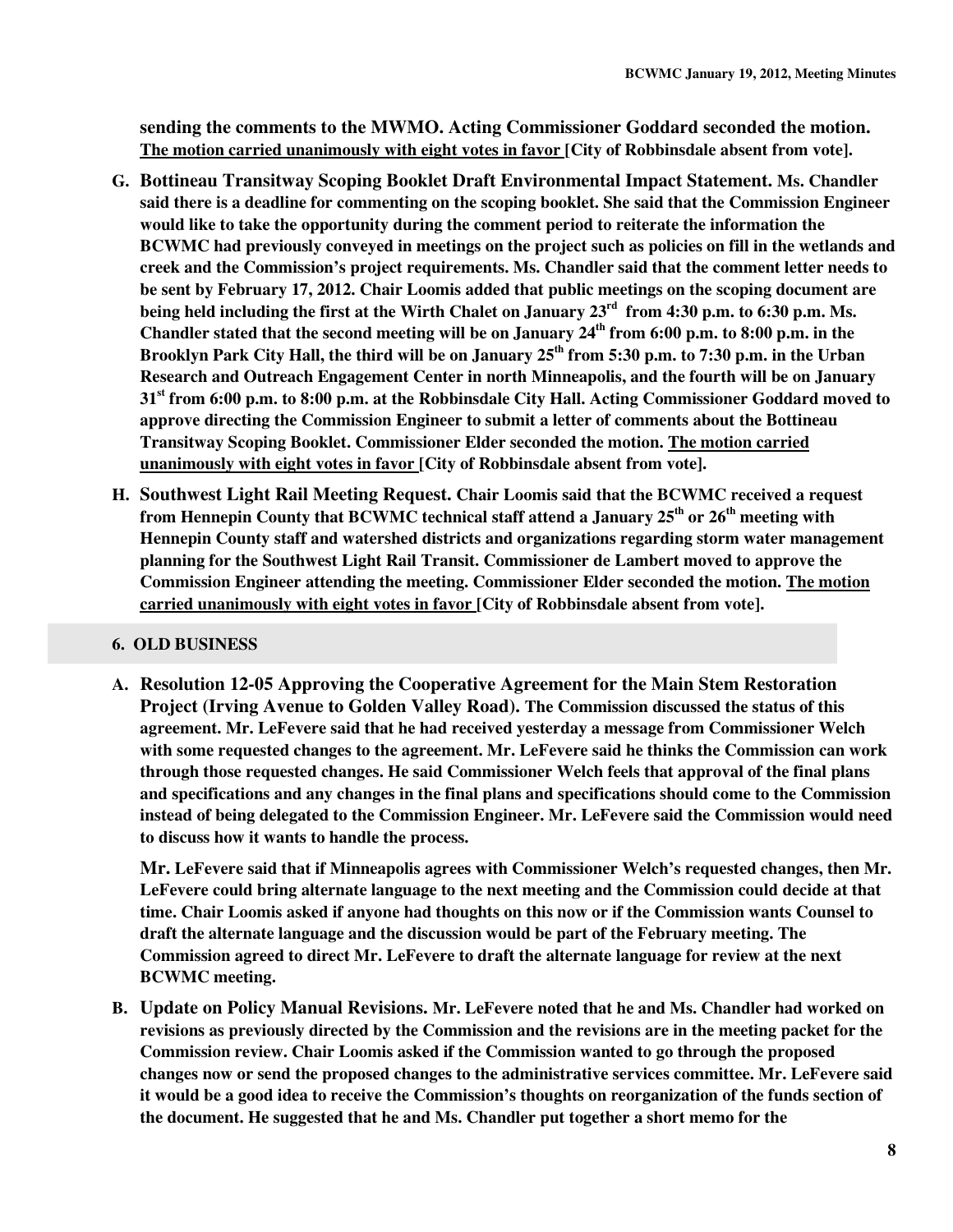**sending the comments to the MWMO. Acting Commissioner Goddard seconded the motion. The motion carried unanimously with eight votes in favor [City of Robbinsdale absent from vote].**

**G. Bottineau Transitway Scoping Booklet Draft Environmental Impact Statement.** **Ms. Chandler said there is a deadline for commenting on the scoping booklet. She said that the Commission Engineer would like to take the opportunity during the comment period to reiterate the information the BCWMC had previously conveyed in meetings on the project such as policies on fill in the wetlands and creek and the Commission's project requirements. Ms. Chandler said that the comment letter needs to be sent by February 17, 2012. Chair Loomis added that public meetings on the scoping document are being held including the first at the Wirth Chalet on January 23rd from 4:30 p.m. to 6:30 p.m. Ms. Chandler stated that the second meeting will be on January 24th from 6:00 p.m. to 8:00 p.m. in the Brooklyn Park City Hall, the third will be on January 25th from 5:30 p.m. to 7:30 p.m. in the Urban Research and Outreach Engagement Center in north Minneapolis, and the fourth will be on January 31st from 6:00 p.m. to 8:00 p.m. at the Robbinsdale City Hall. Acting Commissioner Goddard moved to approve directing the Commission Engineer to submit a letter of comments about the Bottineau Transitway Scoping Booklet. Commissioner Elder seconded the motion. The motion carried unanimously with eight votes in favor [City of Robbinsdale absent from vote].**

**H. Southwest Light Rail Meeting Request.** **Chair Loomis said that the BCWMC received a request from Hennepin County that BCWMC technical staff attend a January 25th or 26th meeting with Hennepin County staff and watershed districts and organizations regarding storm water management planning for the Southwest Light Rail Transit. Commissioner de Lambert moved to approve the Commission Engineer attending the meeting. Commissioner Elder seconded the motion. The motion carried unanimously with eight votes in favor [City of Robbinsdale absent from vote].**

## 6. OLD BUSINESS

**A. Resolution 12-05 Approving the Cooperative Agreement for the Main Stem Restoration Project (Irving Avenue to Golden Valley Road).** **The Commission discussed the status of this agreement. Mr. LeFevere said that he had received yesterday a message from Commissioner Welch with some requested changes to the agreement. Mr. LeFevere said he thinks the Commission can work through those requested changes. He said Commissioner Welch feels that approval of the final plans and specifications and any changes in the final plans and specifications should come to the Commission instead of being delegated to the Commission Engineer. Mr. LeFevere said the Commission would need to discuss how it wants to handle the process.**

**Mr. LeFevere said that if Minneapolis agrees with Commissioner Welch's requested changes, then Mr. LeFevere could bring alternate language to the next meeting and the Commission could decide at that time. Chair Loomis asked if anyone had thoughts on this now or if the Commission wants Counsel to draft the alternate language and the discussion would be part of the February meeting. The Commission agreed to direct Mr. LeFevere to draft the alternate language for review at the next BCWMC meeting.**

**B. Update on Policy Manual Revisions.** **Mr. LeFevere noted that he and Ms. Chandler had worked on revisions as previously directed by the Commission and the revisions are in the meeting packet for the Commission review. Chair Loomis asked if the Commission wanted to go through the proposed changes now or send the proposed changes to the administrative services committee. Mr. LeFevere said it would be a good idea to receive the Commission's thoughts on reorganization of the funds section of the document. He suggested that he and Ms. Chandler put together a short memo for the**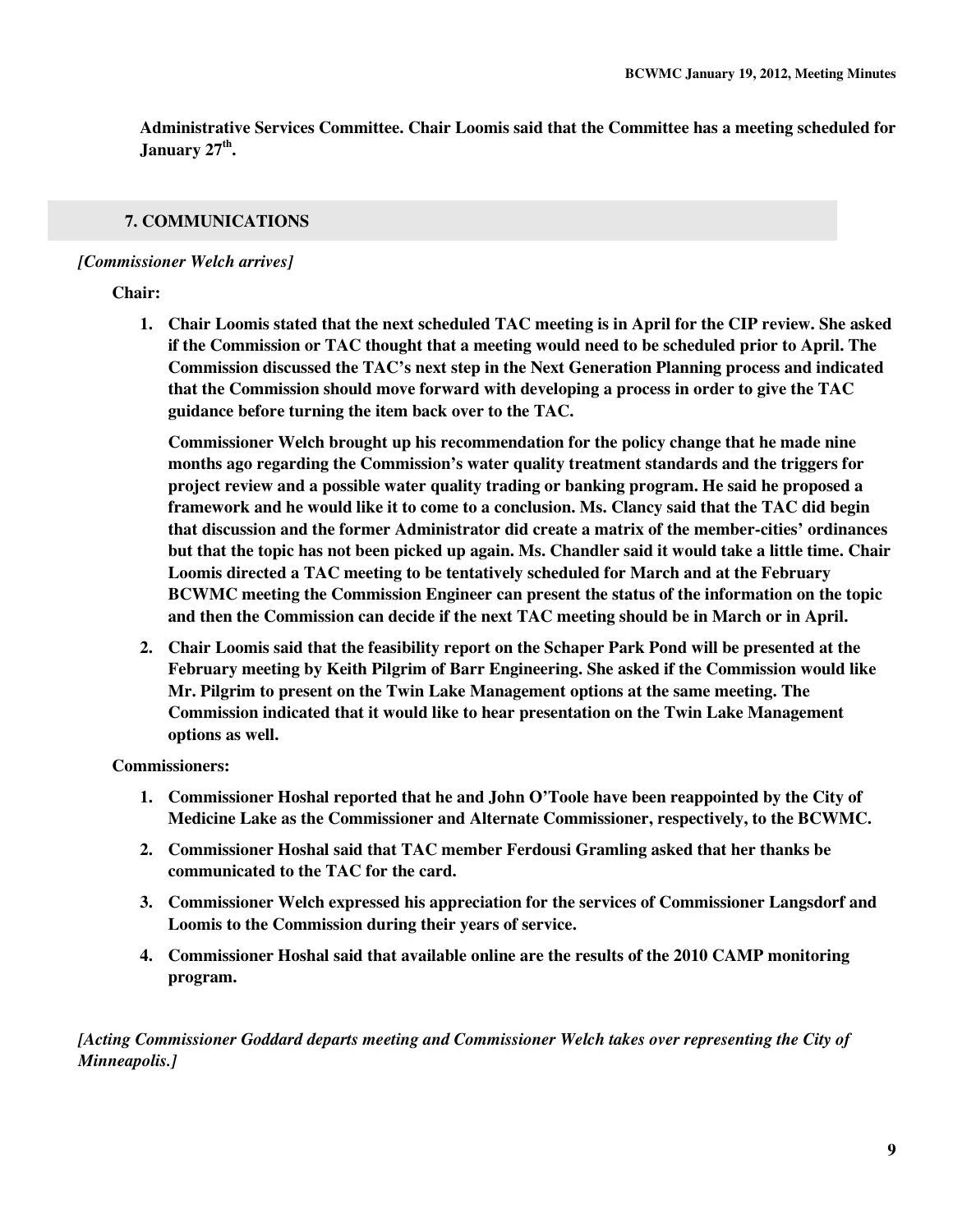**Administrative Services Committee. Chair Loomis said that the Committee has a meeting scheduled for January 27th.**

## 7. COMMUNICATIONS

*[Commissioner Welch arrives]*

**Chair:**

1. **Chair Loomis stated that the next scheduled TAC meeting is in April for the CIP review. She asked if the Commission or TAC thought that a meeting would need to be scheduled prior to April. The Commission discussed the TAC's next step in the Next Generation Planning process and indicated that the Commission should move forward with developing a process in order to give the TAC guidance before turning the item back over to the TAC.**

   **Commissioner Welch brought up his recommendation for the policy change that he made nine months ago regarding the Commission's water quality treatment standards and the triggers for project review and a possible water quality trading or banking program. He said he proposed a framework and he would like it to come to a conclusion. Ms. Clancy said that the TAC did begin that discussion and the former Administrator did create a matrix of the member-cities' ordinances but that the topic has not been picked up again. Ms. Chandler said it would take a little time. Chair Loomis directed a TAC meeting to be tentatively scheduled for March and at the February BCWMC meeting the Commission Engineer can present the status of the information on the topic and then the Commission can decide if the next TAC meeting should be in March or in April.**

2. **Chair Loomis said that the feasibility report on the Schaper Park Pond will be presented at the February meeting by Keith Pilgrim of Barr Engineering. She asked if the Commission would like Mr. Pilgrim to present on the Twin Lake Management options at the same meeting. The Commission indicated that it would like to hear presentation on the Twin Lake Management options as well.**

**Commissioners:**

1. **Commissioner Hoshal reported that he and John O'Toole have been reappointed by the City of Medicine Lake as the Commissioner and Alternate Commissioner, respectively, to the BCWMC.**
2. **Commissioner Hoshal said that TAC member Ferdousi Gramling asked that her thanks be communicated to the TAC for the card.**
3. **Commissioner Welch expressed his appreciation for the services of Commissioner Langsdorf and Loomis to the Commission during their years of service.**
4. **Commissioner Hoshal said that available online are the results of the 2010 CAMP monitoring program.**

*[Acting Commissioner Goddard departs meeting and Commissioner Welch takes over representing the City of Minneapolis.]*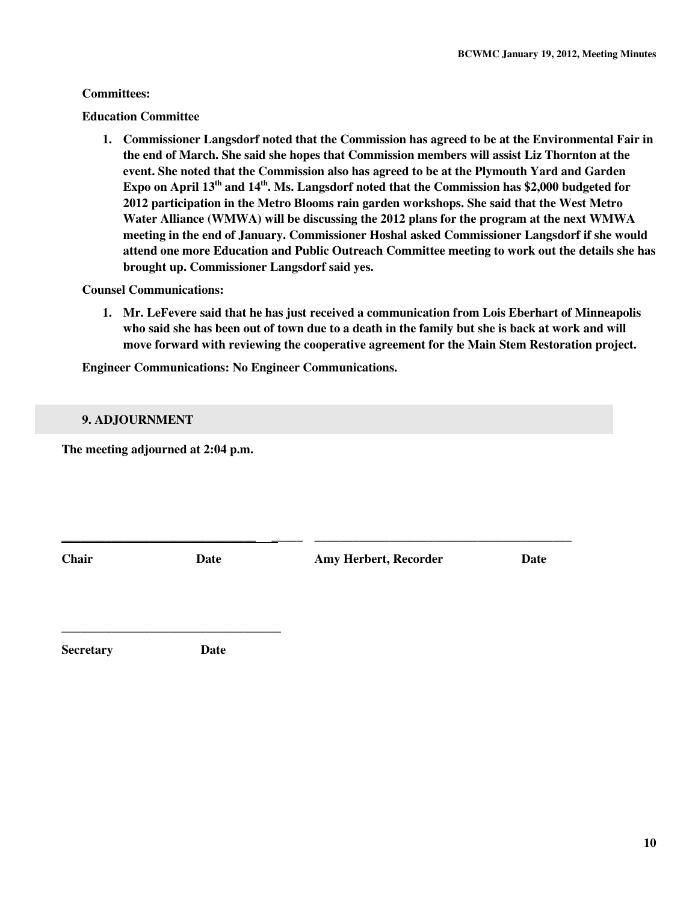**Committees:**

**Education Committee**

1. **Commissioner Langsdorf noted that the Commission has agreed to be at the Environmental Fair in the end of March. She said she hopes that Commission members will assist Liz Thornton at the event. She noted that the Commission also has agreed to be at the Plymouth Yard and Garden Expo on April 13th and 14th. Ms. Langsdorf noted that the Commission has $2,000 budgeted for 2012 participation in the Metro Blooms rain garden workshops. She said that the West Metro Water Alliance (WMWA) will be discussing the 2012 plans for the program at the next WMWA meeting in the end of January. Commissioner Hoshal asked Commissioner Langsdorf if she would attend one more Education and Public Outreach Committee meeting to work out the details she has brought up. Commissioner Langsdorf said yes.**

**Counsel Communications:**

1. **Mr. LeFevere said that he has just received a communication from Lois Eberhart of Minneapolis who said she has been out of town due to a death in the family but she is back at work and will move forward with reviewing the cooperative agreement for the Main Stem Restoration project.**

**Engineer Communications: No Engineer Communications.**

## 9. ADJOURNMENT

**The meeting adjourned at 2:04 p.m.**

\_\_\_\_\_\_\_\_\_\_\_\_\_\_\_\_\_\_\_\_\_\_\_\_\_\_\_\_\_\_\_\_\_\_ \_\_\_\_\_\_\_\_\_\_\_\_\_\_\_\_\_\_\_\_\_\_\_\_\_\_\_\_\_\_\_\_\_\_\_\_\_\_\_\_

**Chair Date Amy Herbert, Recorder Date**

\_\_\_\_\_\_\_\_\_\_\_\_\_\_\_\_\_\_\_\_\_\_\_\_\_\_\_\_\_\_\_\_\_\_

**Secretary Date**